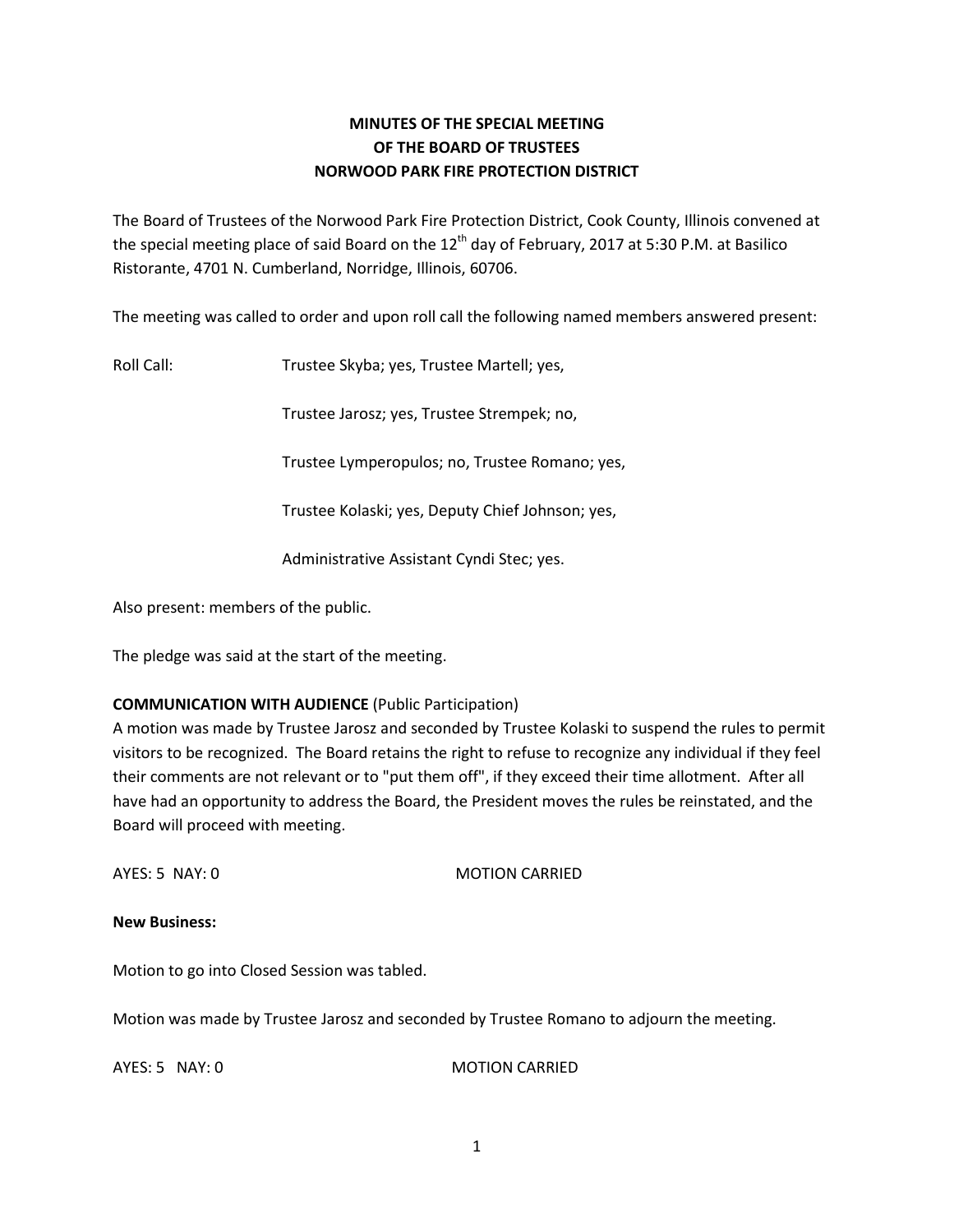**MINUTES OF THE SPECIAL MEETING**
**OF THE BOARD OF TRUSTEES**
**NORWOOD PARK FIRE PROTECTION DISTRICT**

The Board of Trustees of the Norwood Park Fire Protection District, Cook County, Illinois convened at the special meeting place of said Board on the 12th day of February, 2017 at 5:30 P.M. at Basilico Ristorante, 4701 N. Cumberland, Norridge, Illinois, 60706.

The meeting was called to order and upon roll call the following named members answered present:

Roll Call: Trustee Skyba; yes, Trustee Martell; yes,

Trustee Jarosz; yes, Trustee Strempek; no,

Trustee Lymperopulos; no, Trustee Romano; yes,

Trustee Kolaski; yes, Deputy Chief Johnson; yes,

Administrative Assistant Cyndi Stec; yes.

Also present: members of the public.

The pledge was said at the start of the meeting.

**COMMUNICATION WITH AUDIENCE** (Public Participation)
A motion was made by Trustee Jarosz and seconded by Trustee Kolaski to suspend the rules to permit visitors to be recognized. The Board retains the right to refuse to recognize any individual if they feel their comments are not relevant or to "put them off", if they exceed their time allotment. After all have had an opportunity to address the Board, the President moves the rules be reinstated, and the Board will proceed with meeting.

AYES: 5 NAY: 0 MOTION CARRIED

**New Business:**

Motion to go into Closed Session was tabled.

Motion was made by Trustee Jarosz and seconded by Trustee Romano to adjourn the meeting.

AYES: 5 NAY: 0 MOTION CARRIED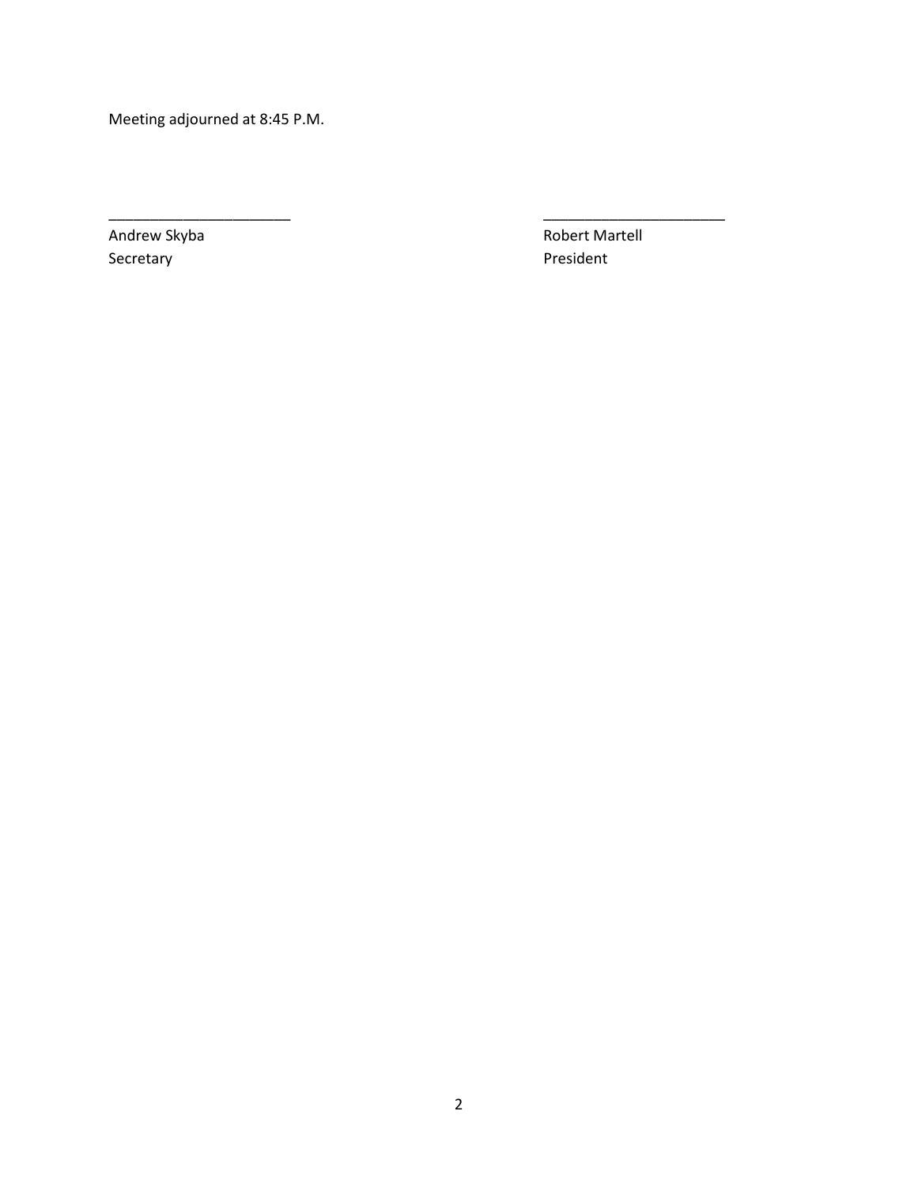Meeting adjourned at 8:45 P.M.

| | |
|---|---|
| ______________________ | ______________________ |
| Andrew Skyba | Robert Martell |
| Secretary | President |